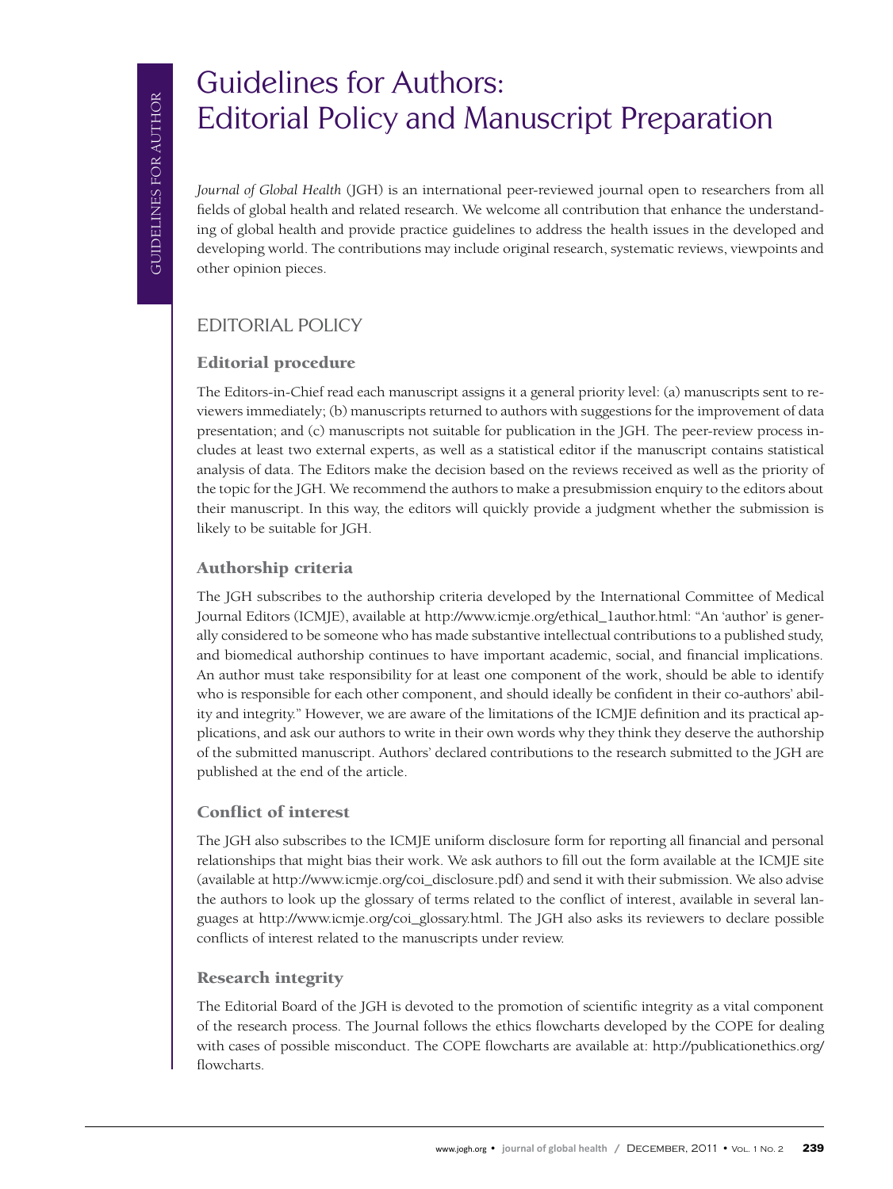# Guidelines for Authors: Editorial Policy and Manuscript Preparation

*Journal of Global Health* (JGH) is an international peer-reviewed journal open to researchers from all fields of global health and related research. We welcome all contribution that enhance the understanding of global health and provide practice guidelines to address the health issues in the developed and developing world. The contributions may include original research, systematic reviews, viewpoints and other opinion pieces.

## EDITORIAL POLICY

### Editorial procedure

The Editors-in-Chief read each manuscript assigns it a general priority level: (a) manuscripts sent to reviewers immediately; (b) manuscripts returned to authors with suggestions for the improvement of data presentation; and (c) manuscripts not suitable for publication in the JGH. The peer-review process includes at least two external experts, as well as a statistical editor if the manuscript contains statistical analysis of data. The Editors make the decision based on the reviews received as well as the priority of the topic for the JGH. We recommend the authors to make a presubmission enquiry to the editors about their manuscript. In this way, the editors will quickly provide a judgment whether the submission is likely to be suitable for JGH.

### Authorship criteria

The JGH subscribes to the authorship criteria developed by the International Committee of Medical Journal Editors (ICMJE), available at http://www.icmje.org/ethical_1author.html: "An 'author' is generally considered to be someone who has made substantive intellectual contributions to a published study, and biomedical authorship continues to have important academic, social, and financial implications. An author must take responsibility for at least one component of the work, should be able to identify who is responsible for each other component, and should ideally be confident in their co-authors' ability and integrity." However, we are aware of the limitations of the ICMJE definition and its practical applications, and ask our authors to write in their own words why they think they deserve the authorship of the submitted manuscript. Authors' declared contributions to the research submitted to the JGH are published at the end of the article.

### Conflict of interest

The JGH also subscribes to the ICMJE uniform disclosure form for reporting all financial and personal relationships that might bias their work. We ask authors to fill out the form available at the ICMJE site (available at http://www.icmje.org/coi_disclosure.pdf) and send it with their submission. We also advise the authors to look up the glossary of terms related to the conflict of interest, available in several languages at http://www.icmje.org/coi_glossary.html. The JGH also asks its reviewers to declare possible conflicts of interest related to the manuscripts under review.

### Research integrity

The Editorial Board of the JGH is devoted to the promotion of scientific integrity as a vital component of the research process. The Journal follows the ethics flowcharts developed by the COPE for dealing with cases of possible misconduct. The COPE flowcharts are available at: http://publicationethics.org/flowcharts.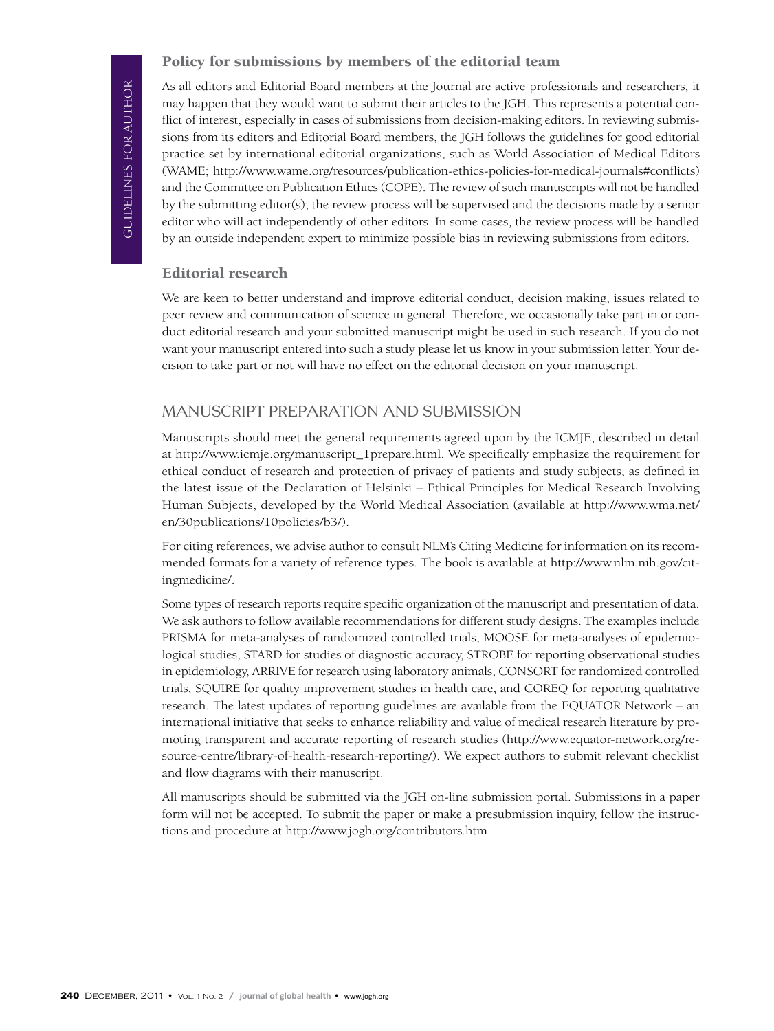### Policy for submissions by members of the editorial team

As all editors and Editorial Board members at the Journal are active professionals and researchers, it may happen that they would want to submit their articles to the JGH. This represents a potential conflict of interest, especially in cases of submissions from decision-making editors. In reviewing submissions from its editors and Editorial Board members, the JGH follows the guidelines for good editorial practice set by international editorial organizations, such as World Association of Medical Editors (WAME; http://www.wame.org/resources/publication-ethics-policies-for-medical-journals#conflicts) and the Committee on Publication Ethics (COPE). The review of such manuscripts will not be handled by the submitting editor(s); the review process will be supervised and the decisions made by a senior editor who will act independently of other editors. In some cases, the review process will be handled by an outside independent expert to minimize possible bias in reviewing submissions from editors.

### Editorial research

We are keen to better understand and improve editorial conduct, decision making, issues related to peer review and communication of science in general. Therefore, we occasionally take part in or conduct editorial research and your submitted manuscript might be used in such research. If you do not want your manuscript entered into such a study please let us know in your submission letter. Your decision to take part or not will have no effect on the editorial decision on your manuscript.

## MANUSCRIPT PREPARATION AND SUBMISSION

Manuscripts should meet the general requirements agreed upon by the ICMJE, described in detail at http://www.icmje.org/manuscript_1prepare.html. We specifically emphasize the requirement for ethical conduct of research and protection of privacy of patients and study subjects, as defined in the latest issue of the Declaration of Helsinki – Ethical Principles for Medical Research Involving Human Subjects, developed by the World Medical Association (available at http://www.wma.net/en/30publications/10policies/b3/).

For citing references, we advise author to consult NLM's Citing Medicine for information on its recommended formats for a variety of reference types. The book is available at http://www.nlm.nih.gov/citingmedicine/.

Some types of research reports require specific organization of the manuscript and presentation of data. We ask authors to follow available recommendations for different study designs. The examples include PRISMA for meta-analyses of randomized controlled trials, MOOSE for meta-analyses of epidemiological studies, STARD for studies of diagnostic accuracy, STROBE for reporting observational studies in epidemiology, ARRIVE for research using laboratory animals, CONSORT for randomized controlled trials, SQUIRE for quality improvement studies in health care, and COREQ for reporting qualitative research. The latest updates of reporting guidelines are available from the EQUATOR Network – an international initiative that seeks to enhance reliability and value of medical research literature by promoting transparent and accurate reporting of research studies (http://www.equator-network.org/resource-centre/library-of-health-research-reporting/). We expect authors to submit relevant checklist and flow diagrams with their manuscript.

All manuscripts should be submitted via the JGH on-line submission portal. Submissions in a paper form will not be accepted. To submit the paper or make a presubmission inquiry, follow the instructions and procedure at http://www.jogh.org/contributors.htm.